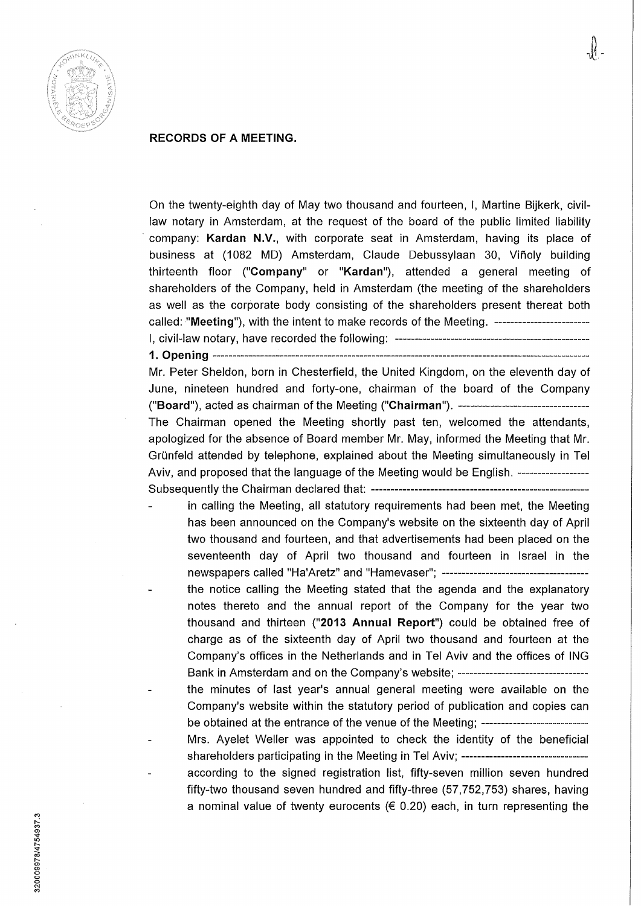**RECORDS OF A MEETING.**

On the twenty-eighth day of May two thousand and fourteen, I, Martine Bijkerk, civil-law notary in Amsterdam, at the request of the board of the public limited liability company: **Kardan N.V.**, with corporate seat in Amsterdam, having its place of business at (1082 MD) Amsterdam, Claude Debussylaan 30, Viñoly building thirteenth floor ("**Company**" or "**Kardan**"), attended a general meeting of shareholders of the Company, held in Amsterdam (the meeting of the shareholders as well as the corporate body consisting of the shareholders present thereat both called: "**Meeting**"), with the intent to make records of the Meeting. -----------------------

I, civil-law notary, have recorded the following: -------------------------------------------------

**1. Opening** ---------------------------------------------------------------------------------------------

Mr. Peter Sheldon, born in Chesterfield, the United Kingdom, on the eleventh day of June, nineteen hundred and forty-one, chairman of the board of the Company ("**Board**"), acted as chairman of the Meeting ("**Chairman**"). ---------------------------------

The Chairman opened the Meeting shortly past ten, welcomed the attendants, apologized for the absence of Board member Mr. May, informed the Meeting that Mr. Grünfeld attended by telephone, explained about the Meeting simultaneously in Tel Aviv, and proposed that the language of the Meeting would be English. ------------------

Subsequently the Chairman declared that: -------------------------------------------------------

- in calling the Meeting, all statutory requirements had been met, the Meeting has been announced on the Company's website on the sixteenth day of April two thousand and fourteen, and that advertisements had been placed on the seventeenth day of April two thousand and fourteen in Israel in the newspapers called "Ha'Aretz" and "Hamevaser"; --------------------------------------
- the notice calling the Meeting stated that the agenda and the explanatory notes thereto and the annual report of the Company for the year two thousand and thirteen ("**2013 Annual Report**") could be obtained free of charge as of the sixteenth day of April two thousand and fourteen at the Company's offices in the Netherlands and in Tel Aviv and the offices of ING Bank in Amsterdam and on the Company's website; --------------------------------
- the minutes of last year's annual general meeting were available on the Company's website within the statutory period of publication and copies can be obtained at the entrance of the venue of the Meeting; ----------------------------
- Mrs. Ayelet Weller was appointed to check the identity of the beneficial shareholders participating in the Meeting in Tel Aviv; --------------------------------
- according to the signed registration list, fifty-seven million seven hundred fifty-two thousand seven hundred and fifty-three (57,752,753) shares, having a nominal value of twenty eurocents (€ 0.20) each, in turn representing the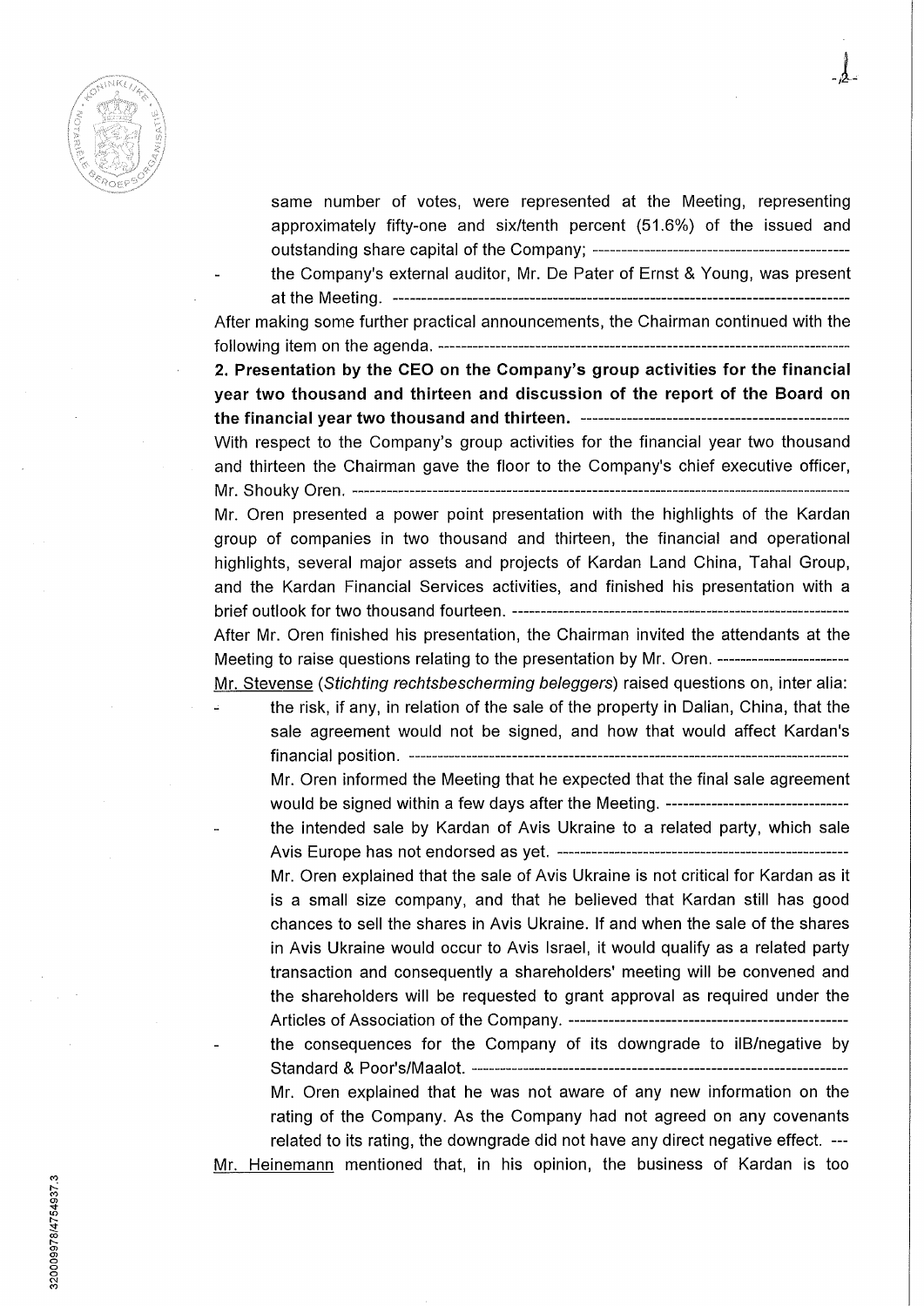same number of votes, were represented at the Meeting, representing approximately fifty-one and six/tenth percent (51.6%) of the issued and outstanding share capital of the Company; ---------------------------------------------

- the Company's external auditor, Mr. De Pater of Ernst & Young, was present at the Meeting. ---------------------------------------------------------------------------------

After making some further practical announcements, the Chairman continued with the following item on the agenda. ------------------------------------------------------------------------

**2. Presentation by the CEO on the Company's group activities for the financial year two thousand and thirteen and discussion of the report of the Board on the financial year two thousand and thirteen.** ----------------------------------------------

With respect to the Company's group activities for the financial year two thousand and thirteen the Chairman gave the floor to the Company's chief executive officer, Mr. Shouky Oren. ------------------------------------------------------------------------------------

Mr. Oren presented a power point presentation with the highlights of the Kardan group of companies in two thousand and thirteen, the financial and operational highlights, several major assets and projects of Kardan Land China, Tahal Group, and the Kardan Financial Services activities, and finished his presentation with a brief outlook for two thousand fourteen. ---------------------------------------------------------

After Mr. Oren finished his presentation, the Chairman invited the attendants at the Meeting to raise questions relating to the presentation by Mr. Oren. -----------------------

Mr. Stevense (*Stichting rechtsbescherming beleggers*) raised questions on, inter alia:

- the risk, if any, in relation of the sale of the property in Dalian, China, that the sale agreement would not be signed, and how that would affect Kardan's financial position. ----------------------------------------------------------------------------

  Mr. Oren informed the Meeting that he expected that the final sale agreement would be signed within a few days after the Meeting. --------------------------------

- the intended sale by Kardan of Avis Ukraine to a related party, which sale Avis Europe has not endorsed as yet. ---------------------------------------------------

  Mr. Oren explained that the sale of Avis Ukraine is not critical for Kardan as it is a small size company, and that he believed that Kardan still has good chances to sell the shares in Avis Ukraine. If and when the sale of the shares in Avis Ukraine would occur to Avis Israel, it would qualify as a related party transaction and consequently a shareholders' meeting will be convened and the shareholders will be requested to grant approval as required under the Articles of Association of the Company. ------------------------------------------------

- the consequences for the Company of its downgrade to ilB/negative by Standard & Poor's/Maalot. -----------------------------------------------------------------

  Mr. Oren explained that he was not aware of any new information on the rating of the Company. As the Company had not agreed on any covenants related to its rating, the downgrade did not have any direct negative effect. ---

Mr. Heinemann mentioned that, in his opinion, the business of Kardan is too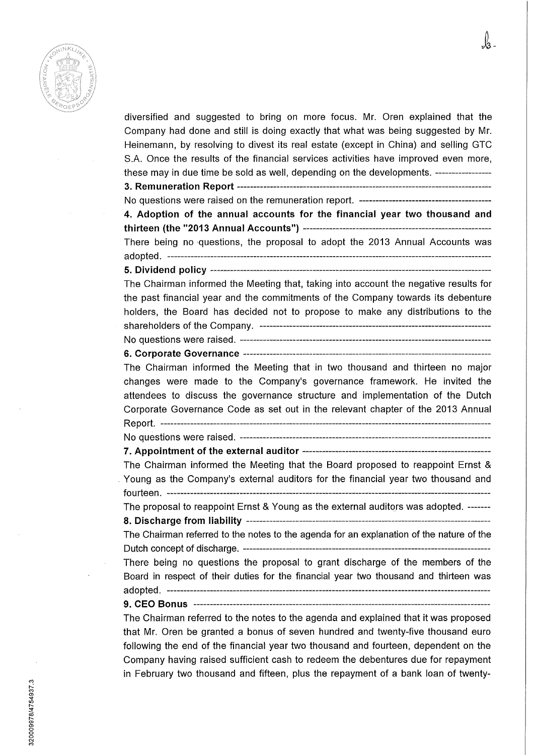diversified and suggested to bring on more focus. Mr. Oren explained that the Company had done and still is doing exactly that what was being suggested by Mr. Heinemann, by resolving to divest its real estate (except in China) and selling GTC S.A. Once the results of the financial services activities have improved even more, these may in due time be sold as well, depending on the developments.

**3. Remuneration Report**

No questions were raised on the remuneration report.

**4. Adoption of the annual accounts for the financial year two thousand and thirteen (the "2013 Annual Accounts")**

There being no questions, the proposal to adopt the 2013 Annual Accounts was adopted.

**5. Dividend policy**

The Chairman informed the Meeting that, taking into account the negative results for the past financial year and the commitments of the Company towards its debenture holders, the Board has decided not to propose to make any distributions to the shareholders of the Company.

No questions were raised.

**6. Corporate Governance**

The Chairman informed the Meeting that in two thousand and thirteen no major changes were made to the Company's governance framework. He invited the attendees to discuss the governance structure and implementation of the Dutch Corporate Governance Code as set out in the relevant chapter of the 2013 Annual Report.

No questions were raised.

**7. Appointment of the external auditor**

The Chairman informed the Meeting that the Board proposed to reappoint Ernst & Young as the Company's external auditors for the financial year two thousand and fourteen.

The proposal to reappoint Ernst & Young as the external auditors was adopted.

**8. Discharge from liability**

The Chairman referred to the notes to the agenda for an explanation of the nature of the Dutch concept of discharge.

There being no questions the proposal to grant discharge of the members of the Board in respect of their duties for the financial year two thousand and thirteen was adopted.

**9. CEO Bonus**

The Chairman referred to the notes to the agenda and explained that it was proposed that Mr. Oren be granted a bonus of seven hundred and twenty-five thousand euro following the end of the financial year two thousand and fourteen, dependent on the Company having raised sufficient cash to redeem the debentures due for repayment in February two thousand and fifteen, plus the repayment of a bank loan of twenty-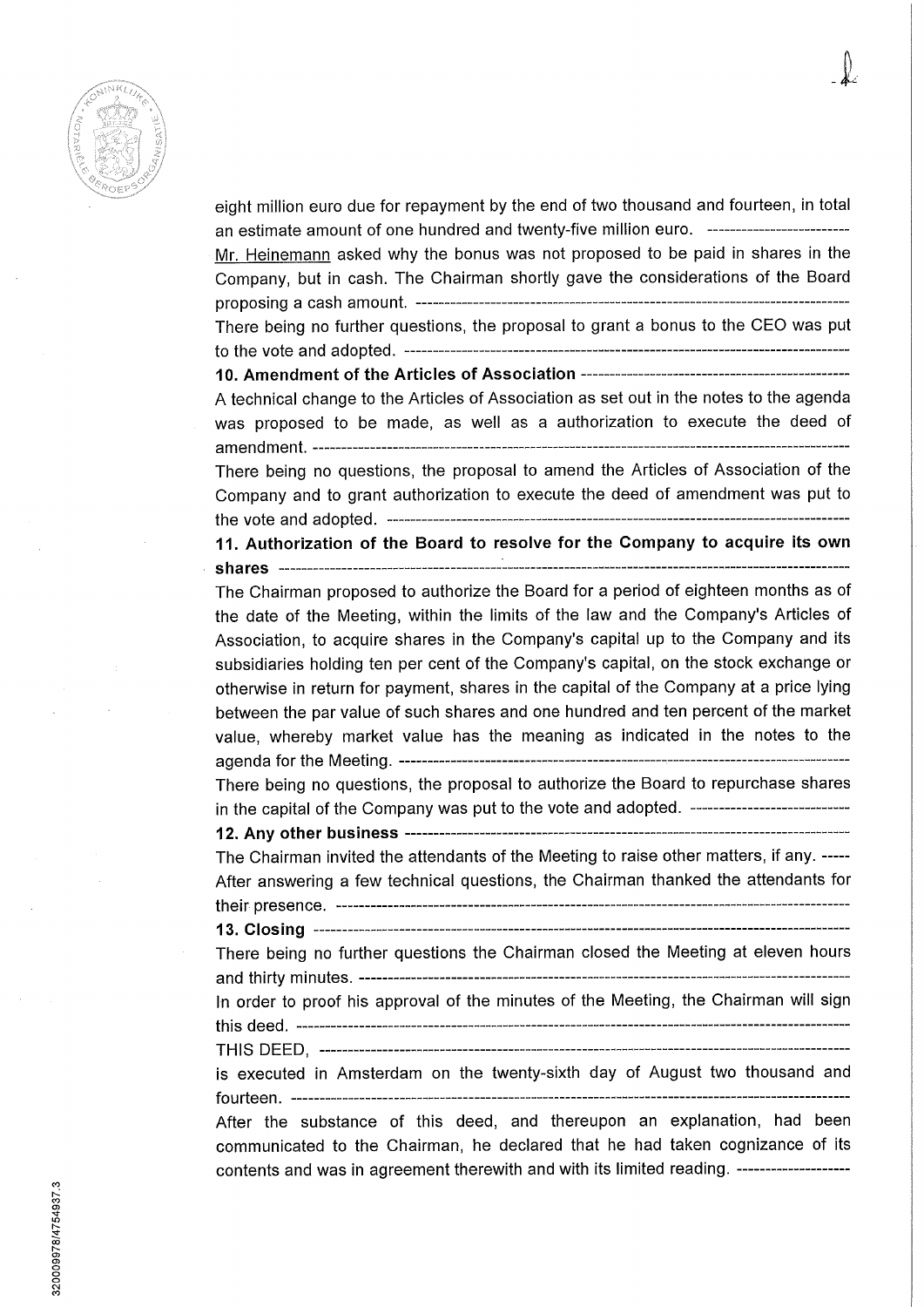eight million euro due for repayment by the end of two thousand and fourteen, in total an estimate amount of one hundred and twenty-five million euro. -------------------------

<u>Mr. Heinemann</u> asked why the bonus was not proposed to be paid in shares in the Company, but in cash. The Chairman shortly gave the considerations of the Board proposing a cash amount. ---------------------------------------------------------------------------

There being no further questions, the proposal to grant a bonus to the CEO was put to the vote and adopted. ---------------------------------------------------------------------------

**10. Amendment of the Articles of Association** -----------------------------------------------

A technical change to the Articles of Association as set out in the notes to the agenda was proposed to be made, as well as a authorization to execute the deed of amendment. ------------------------------------------------------------------------------------------------

There being no questions, the proposal to amend the Articles of Association of the Company and to grant authorization to execute the deed of amendment was put to the vote and adopted. ---------------------------------------------------------------------------

**11. Authorization of the Board to resolve for the Company to acquire its own shares** ------------------------------------------------------------------------------------------------

The Chairman proposed to authorize the Board for a period of eighteen months as of the date of the Meeting, within the limits of the law and the Company's Articles of Association, to acquire shares in the Company's capital up to the Company and its subsidiaries holding ten per cent of the Company's capital, on the stock exchange or otherwise in return for payment, shares in the capital of the Company at a price lying between the par value of such shares and one hundred and ten percent of the market value, whereby market value has the meaning as indicated in the notes to the agenda for the Meeting. ---------------------------------------------------------------------------

There being no questions, the proposal to authorize the Board to repurchase shares in the capital of the Company was put to the vote and adopted. ---------------------------

**12. Any other business** ---------------------------------------------------------------------------

The Chairman invited the attendants of the Meeting to raise other matters, if any. -----

After answering a few technical questions, the Chairman thanked the attendants for their presence. ------------------------------------------------------------------------------------------

**13. Closing** ------------------------------------------------------------------------------------------

There being no further questions the Chairman closed the Meeting at eleven hours and thirty minutes. ---------------------------------------------------------------------------------

In order to proof his approval of the minutes of the Meeting, the Chairman will sign this deed. ------------------------------------------------------------------------------------------------

THIS DEED, ------------------------------------------------------------------------------------------

is executed in Amsterdam on the twenty-sixth day of August two thousand and fourteen. ------------------------------------------------------------------------------------------------

After the substance of this deed, and thereupon an explanation, had been communicated to the Chairman, he declared that he had taken cognizance of its contents and was in agreement therewith and with its limited reading. --------------------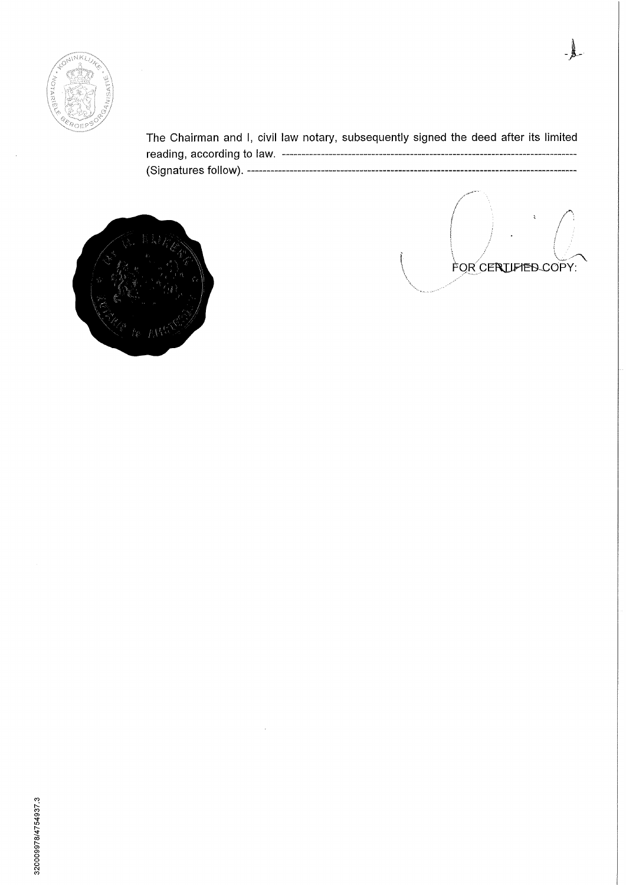The Chairman and I, civil law notary, subsequently signed the deed after its limited reading, according to law. ---------------------------------------------------------------------------
(Signatures follow). ----------------------------------------------------------------------------------

FOR CERTIFIED COPY:

320009978/4754937.3